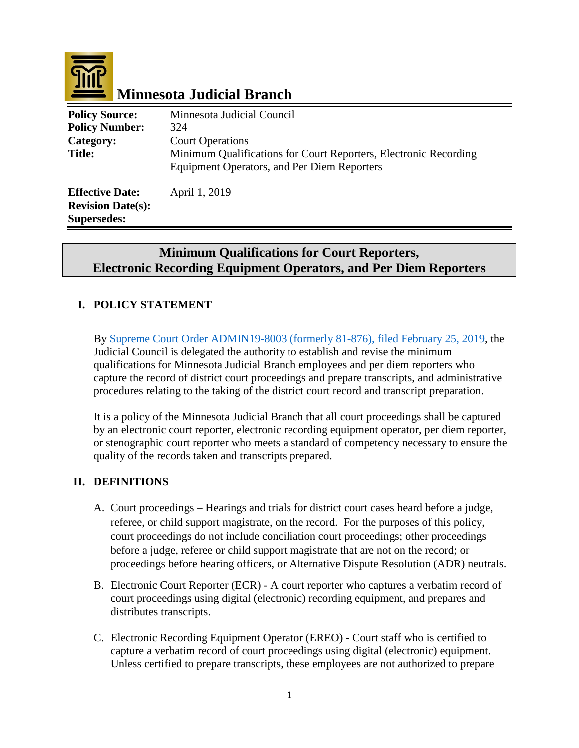# Minnesota Judicial Branch

| | |
|---|---|
| **Policy Source:** | Minnesota Judicial Council |
| **Policy Number:** | 324 |
| **Category:** | Court Operations |
| **Title:** | Minimum Qualifications for Court Reporters, Electronic Recording Equipment Operators, and Per Diem Reporters |
| **Effective Date:** | April 1, 2019 |
| **Revision Date(s):** | |
| **Supersedes:** | |

## Minimum Qualifications for Court Reporters, Electronic Recording Equipment Operators, and Per Diem Reporters

### I. POLICY STATEMENT

By Supreme Court Order ADMIN19-8003 (formerly 81-876), filed February 25, 2019, the Judicial Council is delegated the authority to establish and revise the minimum qualifications for Minnesota Judicial Branch employees and per diem reporters who capture the record of district court proceedings and prepare transcripts, and administrative procedures relating to the taking of the district court record and transcript preparation.

It is a policy of the Minnesota Judicial Branch that all court proceedings shall be captured by an electronic court reporter, electronic recording equipment operator, per diem reporter, or stenographic court reporter who meets a standard of competency necessary to ensure the quality of the records taken and transcripts prepared.

### II. DEFINITIONS

A. Court proceedings – Hearings and trials for district court cases heard before a judge, referee, or child support magistrate, on the record. For the purposes of this policy, court proceedings do not include conciliation court proceedings; other proceedings before a judge, referee or child support magistrate that are not on the record; or proceedings before hearing officers, or Alternative Dispute Resolution (ADR) neutrals.

B. Electronic Court Reporter (ECR) - A court reporter who captures a verbatim record of court proceedings using digital (electronic) recording equipment, and prepares and distributes transcripts.

C. Electronic Recording Equipment Operator (EREO) - Court staff who is certified to capture a verbatim record of court proceedings using digital (electronic) equipment. Unless certified to prepare transcripts, these employees are not authorized to prepare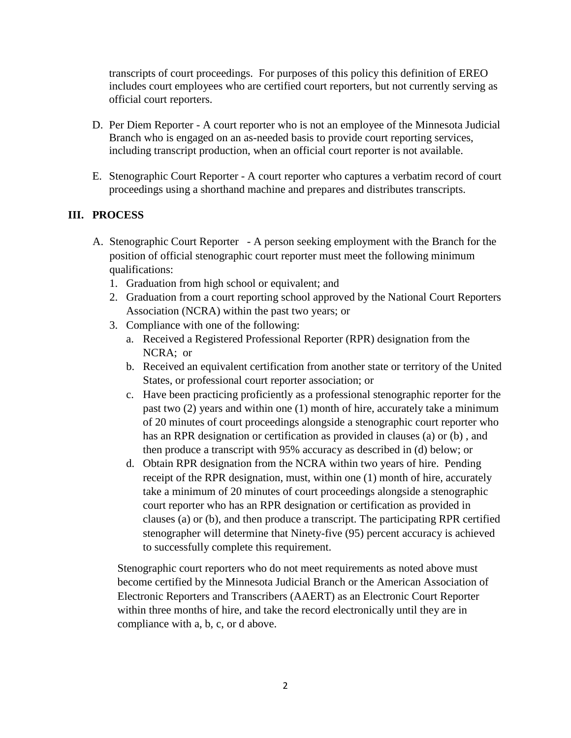transcripts of court proceedings. For purposes of this policy this definition of EREO includes court employees who are certified court reporters, but not currently serving as official court reporters.

D. Per Diem Reporter - A court reporter who is not an employee of the Minnesota Judicial Branch who is engaged on an as-needed basis to provide court reporting services, including transcript production, when an official court reporter is not available.

E. Stenographic Court Reporter - A court reporter who captures a verbatim record of court proceedings using a shorthand machine and prepares and distributes transcripts.

## III. PROCESS

A. Stenographic Court Reporter - A person seeking employment with the Branch for the position of official stenographic court reporter must meet the following minimum qualifications:

1. Graduation from high school or equivalent; and
2. Graduation from a court reporting school approved by the National Court Reporters Association (NCRA) within the past two years; or
3. Compliance with one of the following:
   a. Received a Registered Professional Reporter (RPR) designation from the NCRA; or
   b. Received an equivalent certification from another state or territory of the United States, or professional court reporter association; or
   c. Have been practicing proficiently as a professional stenographic reporter for the past two (2) years and within one (1) month of hire, accurately take a minimum of 20 minutes of court proceedings alongside a stenographic court reporter who has an RPR designation or certification as provided in clauses (a) or (b) , and then produce a transcript with 95% accuracy as described in (d) below; or
   d. Obtain RPR designation from the NCRA within two years of hire. Pending receipt of the RPR designation, must, within one (1) month of hire, accurately take a minimum of 20 minutes of court proceedings alongside a stenographic court reporter who has an RPR designation or certification as provided in clauses (a) or (b), and then produce a transcript. The participating RPR certified stenographer will determine that Ninety-five (95) percent accuracy is achieved to successfully complete this requirement.

Stenographic court reporters who do not meet requirements as noted above must become certified by the Minnesota Judicial Branch or the American Association of Electronic Reporters and Transcribers (AAERT) as an Electronic Court Reporter within three months of hire, and take the record electronically until they are in compliance with a, b, c, or d above.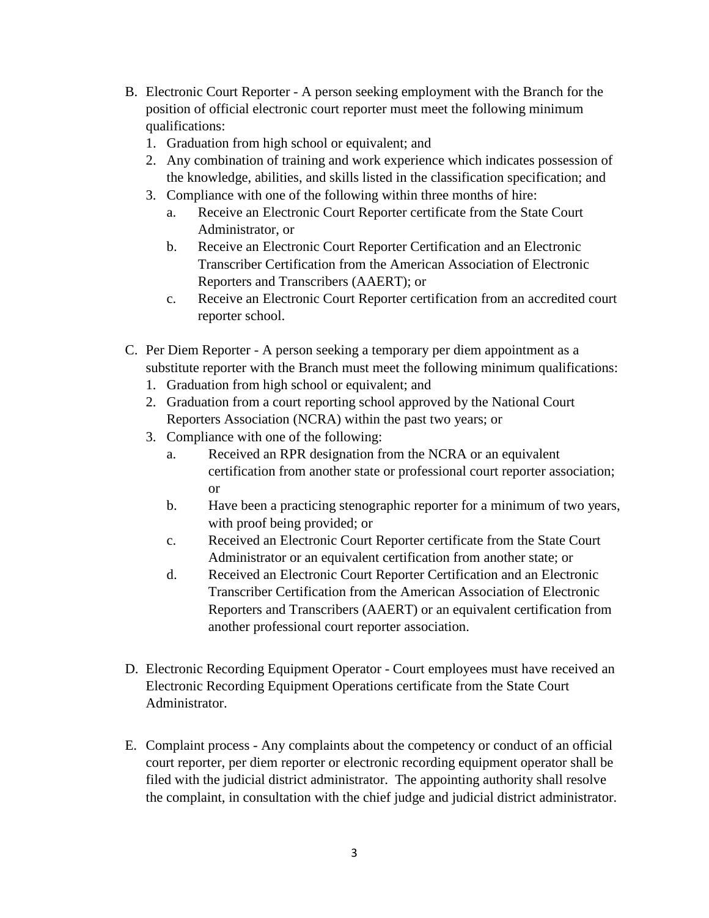B. Electronic Court Reporter - A person seeking employment with the Branch for the position of official electronic court reporter must meet the following minimum qualifications:
   1. Graduation from high school or equivalent; and
   2. Any combination of training and work experience which indicates possession of the knowledge, abilities, and skills listed in the classification specification; and
   3. Compliance with one of the following within three months of hire:
      a. Receive an Electronic Court Reporter certificate from the State Court Administrator, or
      b. Receive an Electronic Court Reporter Certification and an Electronic Transcriber Certification from the American Association of Electronic Reporters and Transcribers (AAERT); or
      c. Receive an Electronic Court Reporter certification from an accredited court reporter school.

C. Per Diem Reporter - A person seeking a temporary per diem appointment as a substitute reporter with the Branch must meet the following minimum qualifications:
   1. Graduation from high school or equivalent; and
   2. Graduation from a court reporting school approved by the National Court Reporters Association (NCRA) within the past two years; or
   3. Compliance with one of the following:
      a. Received an RPR designation from the NCRA or an equivalent certification from another state or professional court reporter association; or
      b. Have been a practicing stenographic reporter for a minimum of two years, with proof being provided; or
      c. Received an Electronic Court Reporter certificate from the State Court Administrator or an equivalent certification from another state; or
      d. Received an Electronic Court Reporter Certification and an Electronic Transcriber Certification from the American Association of Electronic Reporters and Transcribers (AAERT) or an equivalent certification from another professional court reporter association.

D. Electronic Recording Equipment Operator - Court employees must have received an Electronic Recording Equipment Operations certificate from the State Court Administrator.

E. Complaint process - Any complaints about the competency or conduct of an official court reporter, per diem reporter or electronic recording equipment operator shall be filed with the judicial district administrator. The appointing authority shall resolve the complaint, in consultation with the chief judge and judicial district administrator.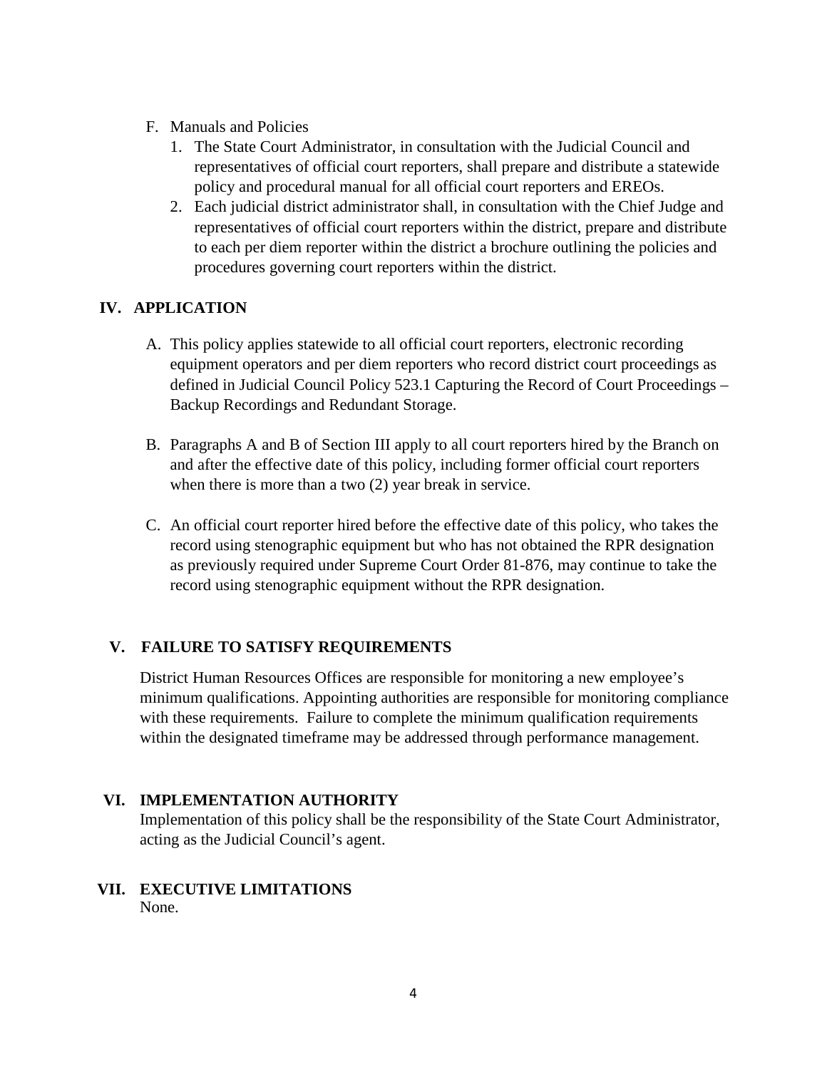F. Manuals and Policies
   1. The State Court Administrator, in consultation with the Judicial Council and representatives of official court reporters, shall prepare and distribute a statewide policy and procedural manual for all official court reporters and EREOs.
   2. Each judicial district administrator shall, in consultation with the Chief Judge and representatives of official court reporters within the district, prepare and distribute to each per diem reporter within the district a brochure outlining the policies and procedures governing court reporters within the district.

## IV. APPLICATION

A. This policy applies statewide to all official court reporters, electronic recording equipment operators and per diem reporters who record district court proceedings as defined in Judicial Council Policy 523.1 Capturing the Record of Court Proceedings – Backup Recordings and Redundant Storage.

B. Paragraphs A and B of Section III apply to all court reporters hired by the Branch on and after the effective date of this policy, including former official court reporters when there is more than a two (2) year break in service.

C. An official court reporter hired before the effective date of this policy, who takes the record using stenographic equipment but who has not obtained the RPR designation as previously required under Supreme Court Order 81-876, may continue to take the record using stenographic equipment without the RPR designation.

## V. FAILURE TO SATISFY REQUIREMENTS

District Human Resources Offices are responsible for monitoring a new employee's minimum qualifications. Appointing authorities are responsible for monitoring compliance with these requirements. Failure to complete the minimum qualification requirements within the designated timeframe may be addressed through performance management.

## VI. IMPLEMENTATION AUTHORITY

Implementation of this policy shall be the responsibility of the State Court Administrator, acting as the Judicial Council's agent.

## VII. EXECUTIVE LIMITATIONS

None.